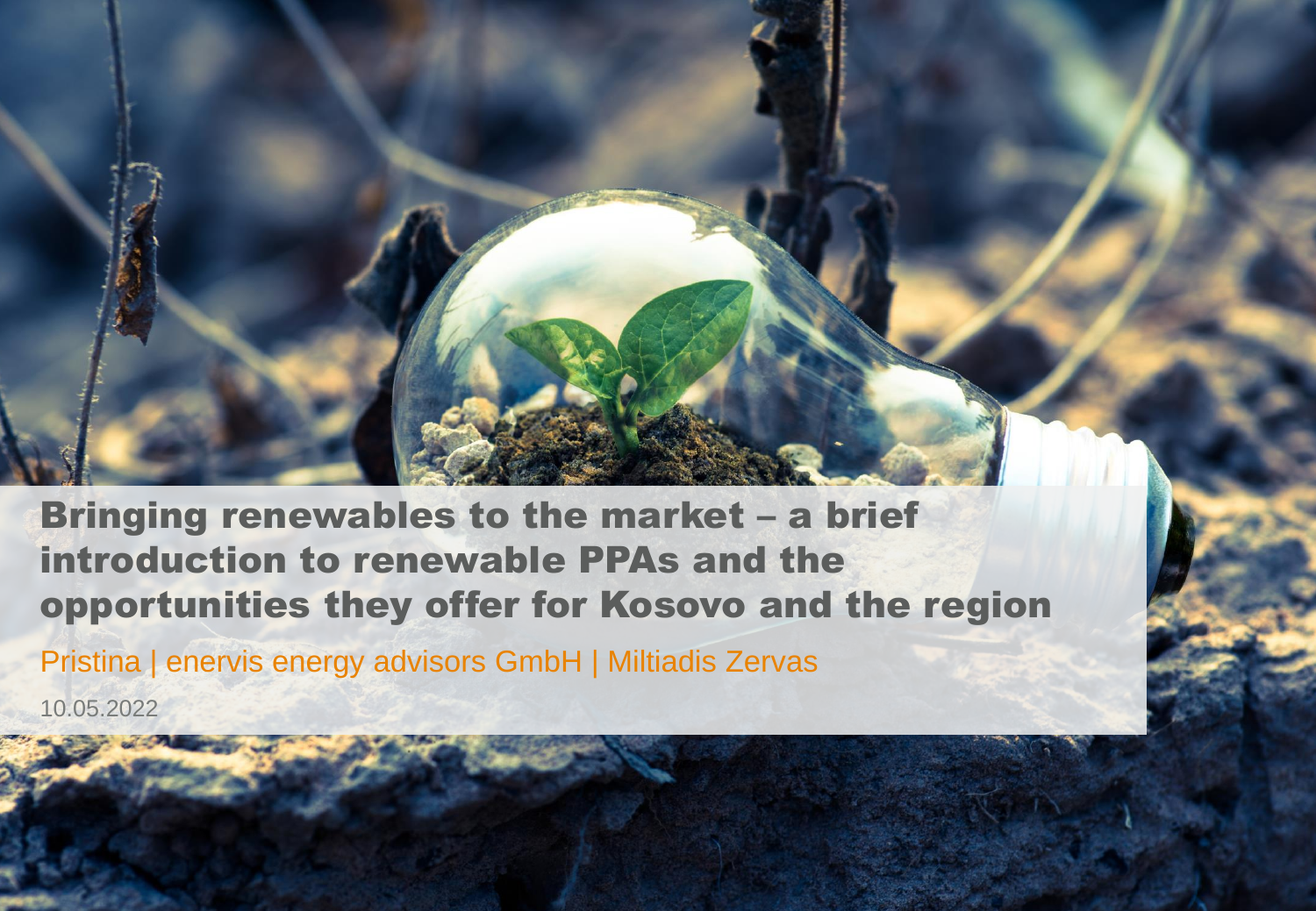# Bringing renewables to the market – a brief introduction to renewable PPAs and the opportunities they offer for Kosovo and the region

Pristina | enervis energy advisors GmbH | Miltiadis Zervas

10.05.2022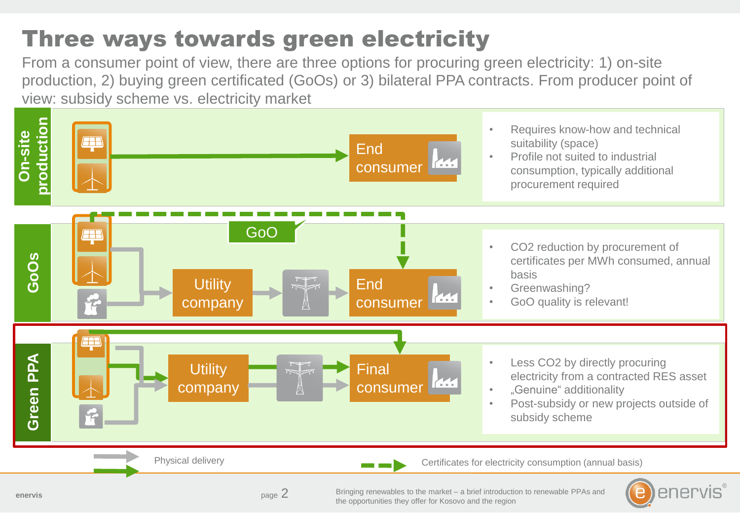# Three ways towards green electricity

From a consumer point of view, there are three options for procuring green electricity: 1) on-site production, 2) buying green certificated (GoOs) or 3) bilateral PPA contracts. From producer point of view: subsidy scheme vs. electricity market

## On-site production

End consumer

- Requires know-how and technical suitability (space)
- Profile not suited to industrial consumption, typically additional procurement required

## GoOs

GoO

Utility company → End consumer

- $CO_2$ reduction by procurement of certificates per MWh consumed, annual basis
- Greenwashing?
- GoO quality is relevant!

## Green PPA

Utility company → Final consumer

- Less $CO_2$ by directly procuring electricity from a contracted RES asset
- „Genuine" additionality
- Post-subsidy or new projects outside of subsidy scheme

Physical delivery

Certificates for electricity consumption (annual basis)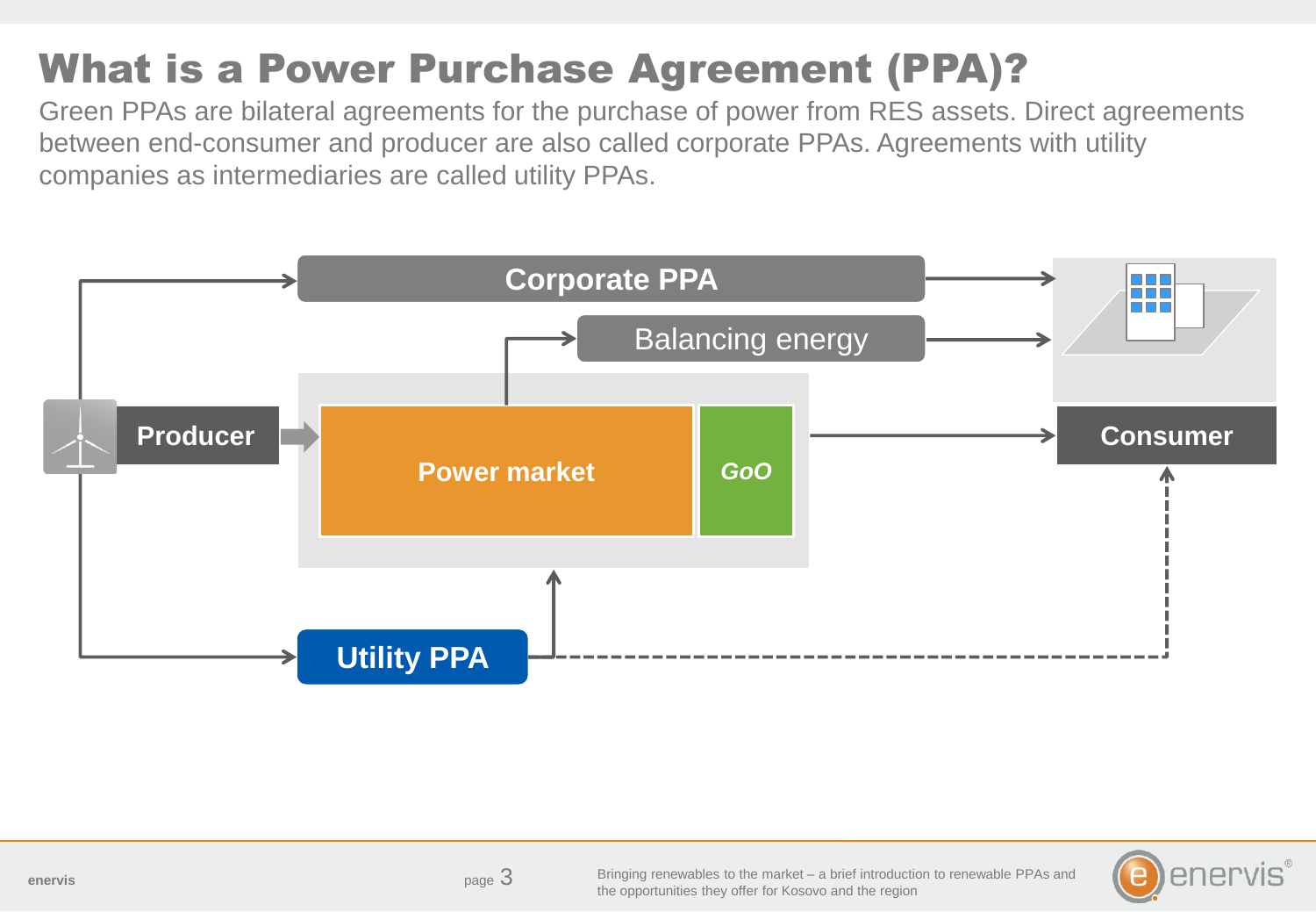# What is a Power Purchase Agreement (PPA)?

Green PPAs are bilateral agreements for the purchase of power from RES assets. Direct agreements between end-consumer and producer are also called corporate PPAs. Agreements with utility companies as intermediaries are called utility PPAs.

Corporate PPA

Balancing energy

Producer

Power market

GoO

Consumer

Utility PPA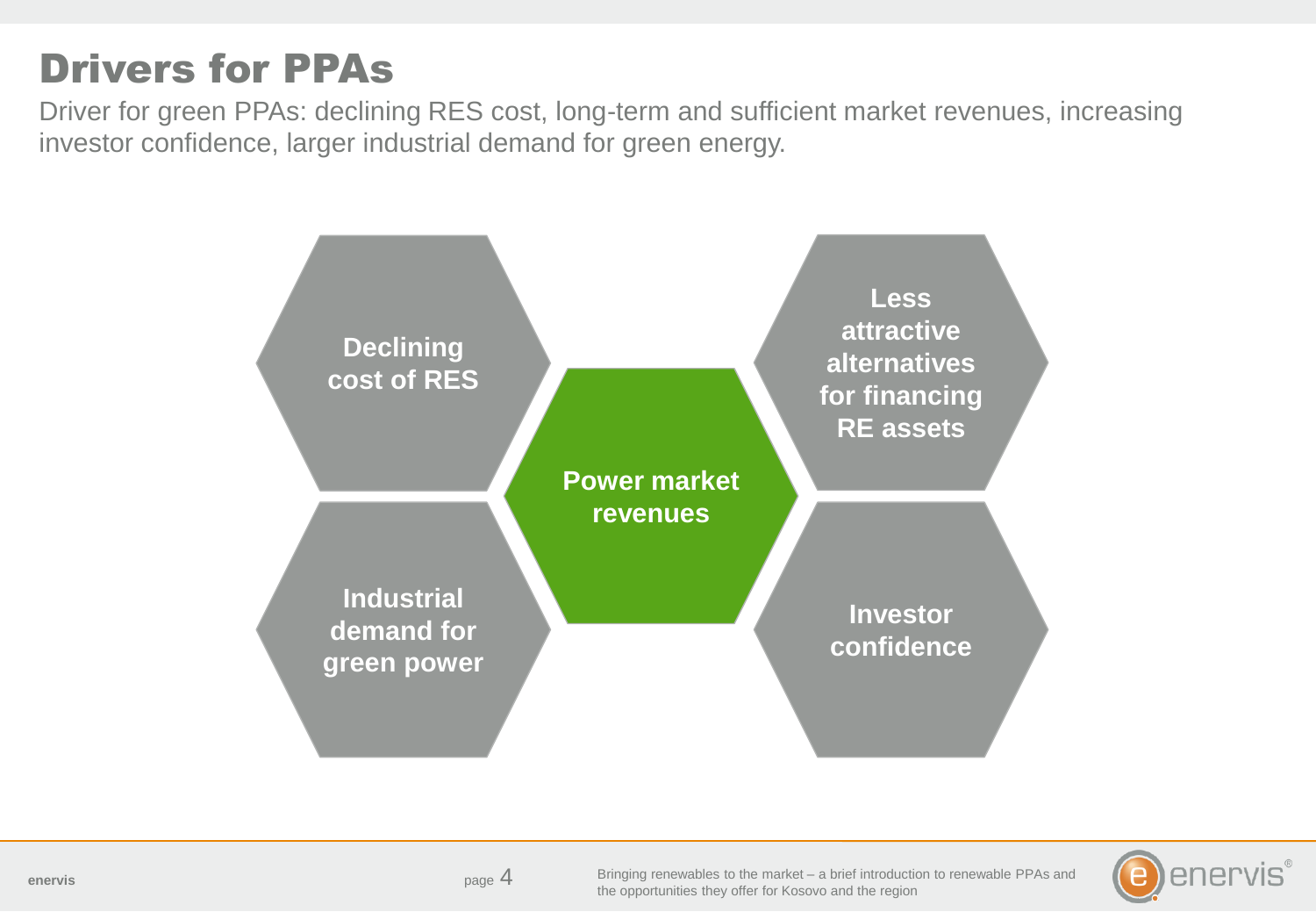# Drivers for PPAs

Driver for green PPAs: declining RES cost, long-term and sufficient market revenues, increasing investor confidence, larger industrial demand for green energy.

- Declining cost of RES
- Industrial demand for green power
- **Power market revenues**
- Less attractive alternatives for financing RE assets
- Investor confidence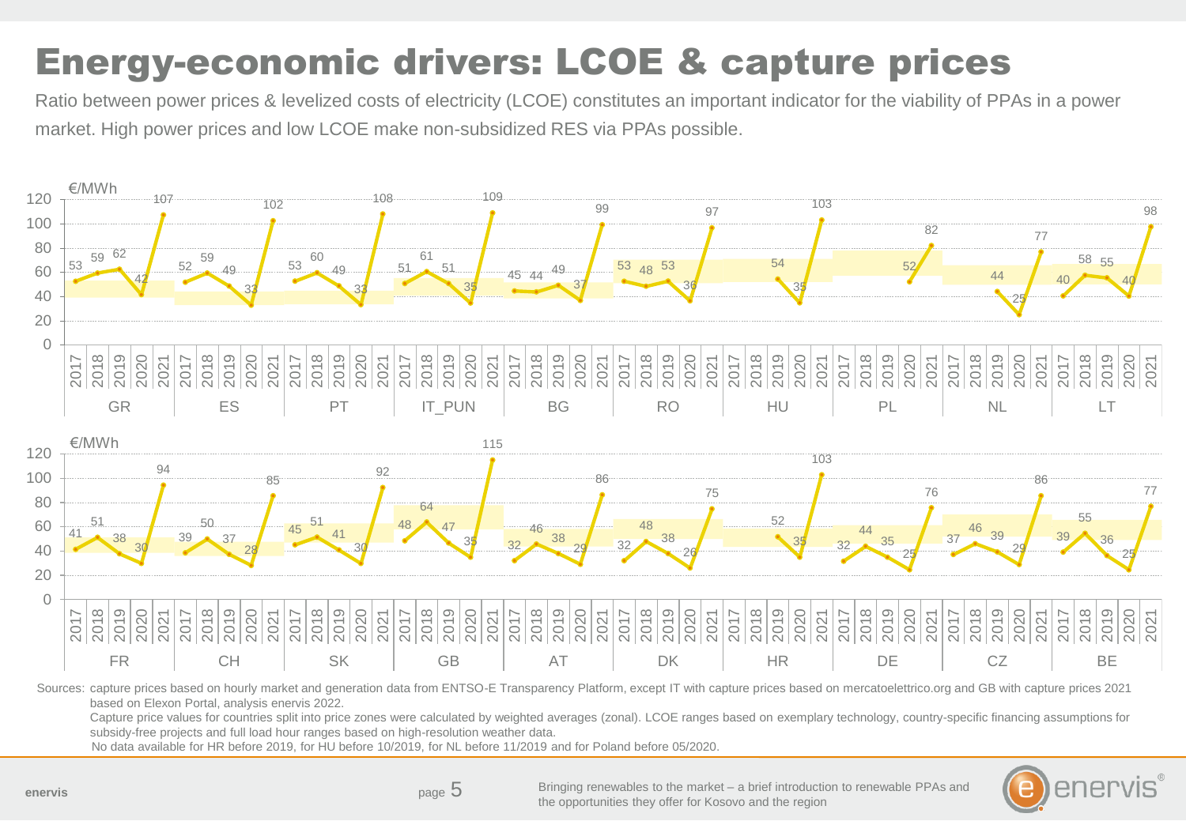# Energy-economic drivers: LCOE & capture prices

Ratio between power prices & levelized costs of electricity (LCOE) constitutes an important indicator for the viability of PPAs in a power market. High power prices and low LCOE make non-subsidized RES via PPAs possible.

Capture prices (€/MWh):

| Country | 2017 | 2018 | 2019 | 2020 | 2021 |
|---|---|---|---|---|---|
| GR | 53 | 59 | 62 | 42 | 107 |
| ES | 52 | 59 | 49 | 33 | 102 |
| PT | 53 | 60 | 49 | 33 | 108 |
| IT_PUN | 51 | 61 | 51 | 35 | 109 |
| BG | 45 | 44 | 49 | 37 | 99 |
| RO | 53 | 48 | 53 | 36 | 97 |
| HU | | | 54 | 35 | 103 |
| PL | | | | 52 | 82 |
| NL | | | 44 | 25 | 77 |
| LT | 40 | 58 | 55 | 40 | 98 |
| FR | 41 | 51 | 38 | 30 | 94 |
| CH | 39 | 50 | 37 | 28 | 85 |
| SK | 45 | 51 | 41 | 30 | 92 |
| GB | 48 | 64 | 47 | 35 | 115 |
| AT | 32 | 46 | 38 | 29 | 86 |
| DK | 32 | 48 | 38 | 26 | 75 |
| HR | | | 52 | 35 | 103 |
| DE | 32 | 44 | 35 | 25 | 76 |
| CZ | 37 | 46 | 39 | 29 | 86 |
| BE | 39 | 55 | 36 | 25 | 77 |

Sources: capture prices based on hourly market and generation data from ENTSO-E Transparency Platform, except IT with capture prices based on mercatoelettrico.org and GB with capture prices 2021 based on Elexon Portal, analysis enervis 2022.
Capture price values for countries split into price zones were calculated by weighted averages (zonal). LCOE ranges based on exemplary technology, country-specific financing assumptions for subsidy-free projects and full load hour ranges based on high-resolution weather data.
No data available for HR before 2019, for HU before 10/2019, for NL before 11/2019 and for Poland before 05/2020.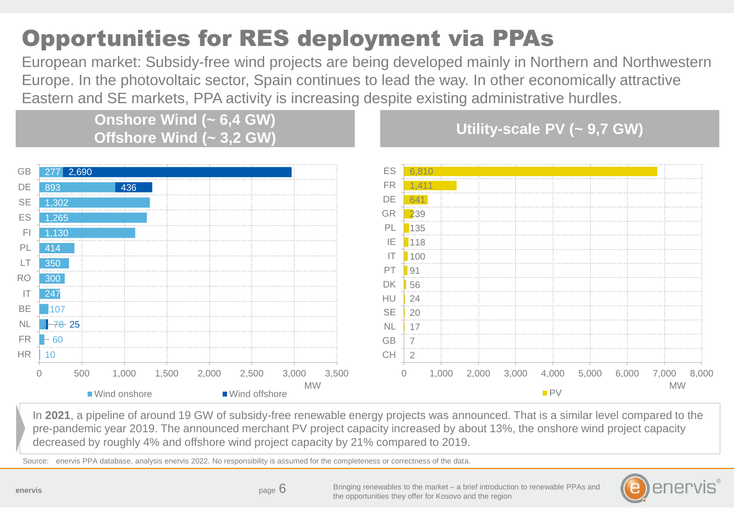# Opportunities for RES deployment via PPAs

European market: Subsidy-free wind projects are being developed mainly in Northern and Northwestern Europe. In the photovoltaic sector, Spain continues to lead the way. In other economically attractive Eastern and SE markets, PPA activity is increasing despite existing administrative hurdles.

## Onshore Wind (~ 6,4 GW)
## Offshore Wind (~ 3,2 GW)

| Country | Wind onshore (MW) | Wind offshore (MW) |
|---|---|---|
| GB | 277 | 2,690 |
| DE | 893 | 436 |
| SE | 1,302 | |
| ES | 1,265 | |
| FI | 1,130 | |
| PL | 414 | |
| LT | 350 | |
| RO | 300 | |
| IT | 247 | |
| BE | 107 | |
| NL | 78 | 25 |
| FR | 60 | |
| HR | 10 | |

## Utility-scale PV (~ 9,7 GW)

| Country | PV (MW) |
|---|---|
| ES | 6,810 |
| FR | 1,411 |
| DE | 641 |
| GR | 239 |
| PL | 135 |
| IE | 118 |
| IT | 100 |
| PT | 91 |
| DK | 56 |
| HU | 24 |
| SE | 20 |
| NL | 17 |
| GB | 7 |
| CH | 2 |

In **2021**, a pipeline of around 19 GW of subsidy-free renewable energy projects was announced. That is a similar level compared to the pre-pandemic year 2019. The announced merchant PV project capacity increased by about 13%, the onshore wind project capacity decreased by roughly 4% and offshore wind project capacity by 21% compared to 2019.

Source: enervis PPA database, analysis enervis 2022. No responsibility is assumed for the completeness or correctness of the data.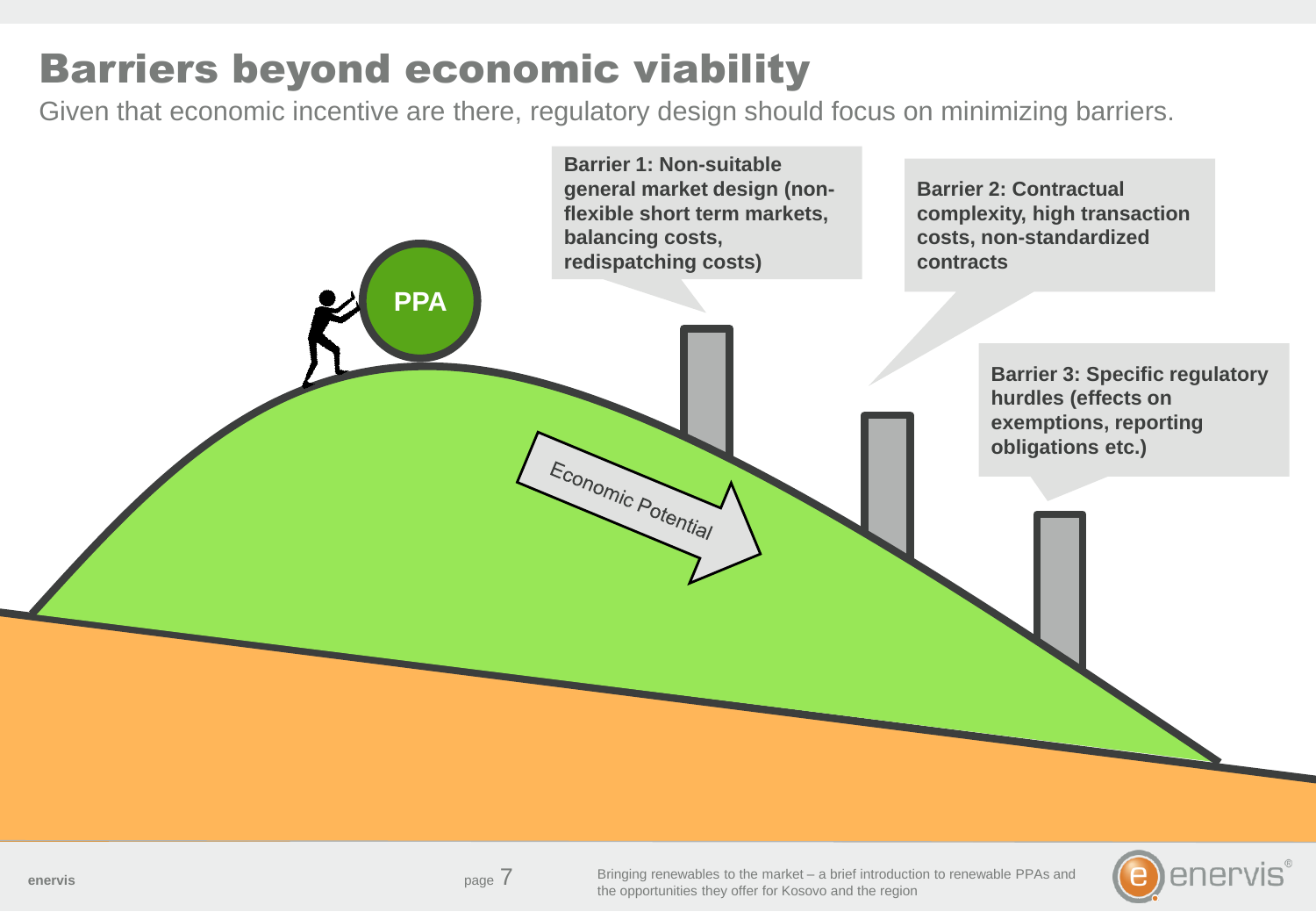# Barriers beyond economic viability

Given that economic incentive are there, regulatory design should focus on minimizing barriers.

PPA

Economic Potential

**Barrier 1: Non-suitable general market design (non-flexible short term markets, balancing costs, redispatching costs)**

**Barrier 2: Contractual complexity, high transaction costs, non-standardized contracts**

**Barrier 3: Specific regulatory hurdles (effects on exemptions, reporting obligations etc.)**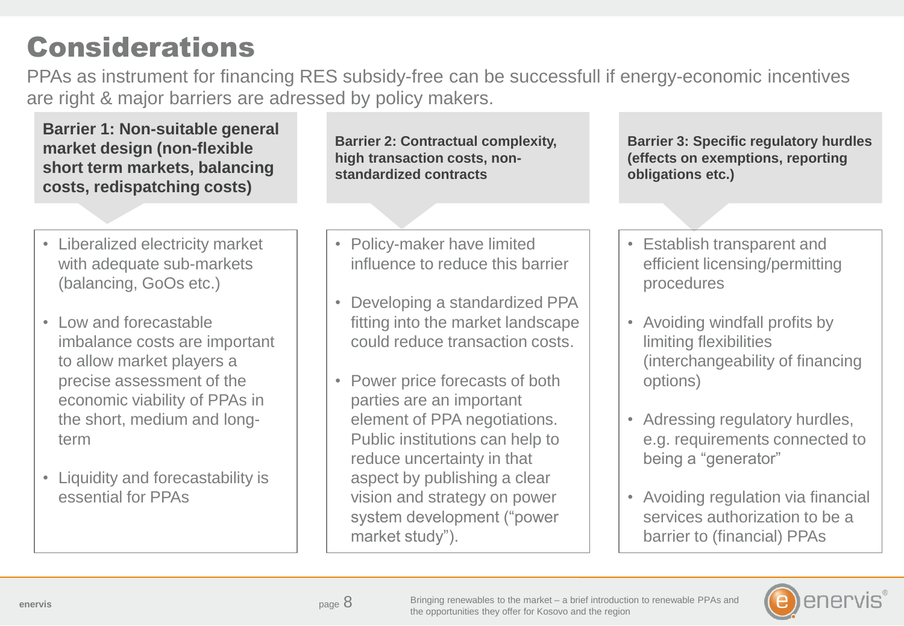# Considerations

PPAs as instrument for financing RES subsidy-free can be successfull if energy-economic incentives are right & major barriers are adressed by policy makers.

### Barrier 1: Non-suitable general market design (non-flexible short term markets, balancing costs, redispatching costs)

- Liberalized electricity market with adequate sub-markets (balancing, GoOs etc.)
- Low and forecastable imbalance costs are important to allow market players a precise assessment of the economic viability of PPAs in the short, medium and long-term
- Liquidity and forecastability is essential for PPAs

### Barrier 2: Contractual complexity, high transaction costs, non-standardized contracts

- Policy-maker have limited influence to reduce this barrier
- Developing a standardized PPA fitting into the market landscape could reduce transaction costs.
- Power price forecasts of both parties are an important element of PPA negotiations. Public institutions can help to reduce uncertainty in that aspect by publishing a clear vision and strategy on power system development ("power market study").

### Barrier 3: Specific regulatory hurdles (effects on exemptions, reporting obligations etc.)

- Establish transparent and efficient licensing/permitting procedures
- Avoiding windfall profits by limiting flexibilities (interchangeability of financing options)
- Adressing regulatory hurdles, e.g. requirements connected to being a "generator"
- Avoiding regulation via financial services authorization to be a barrier to (financial) PPAs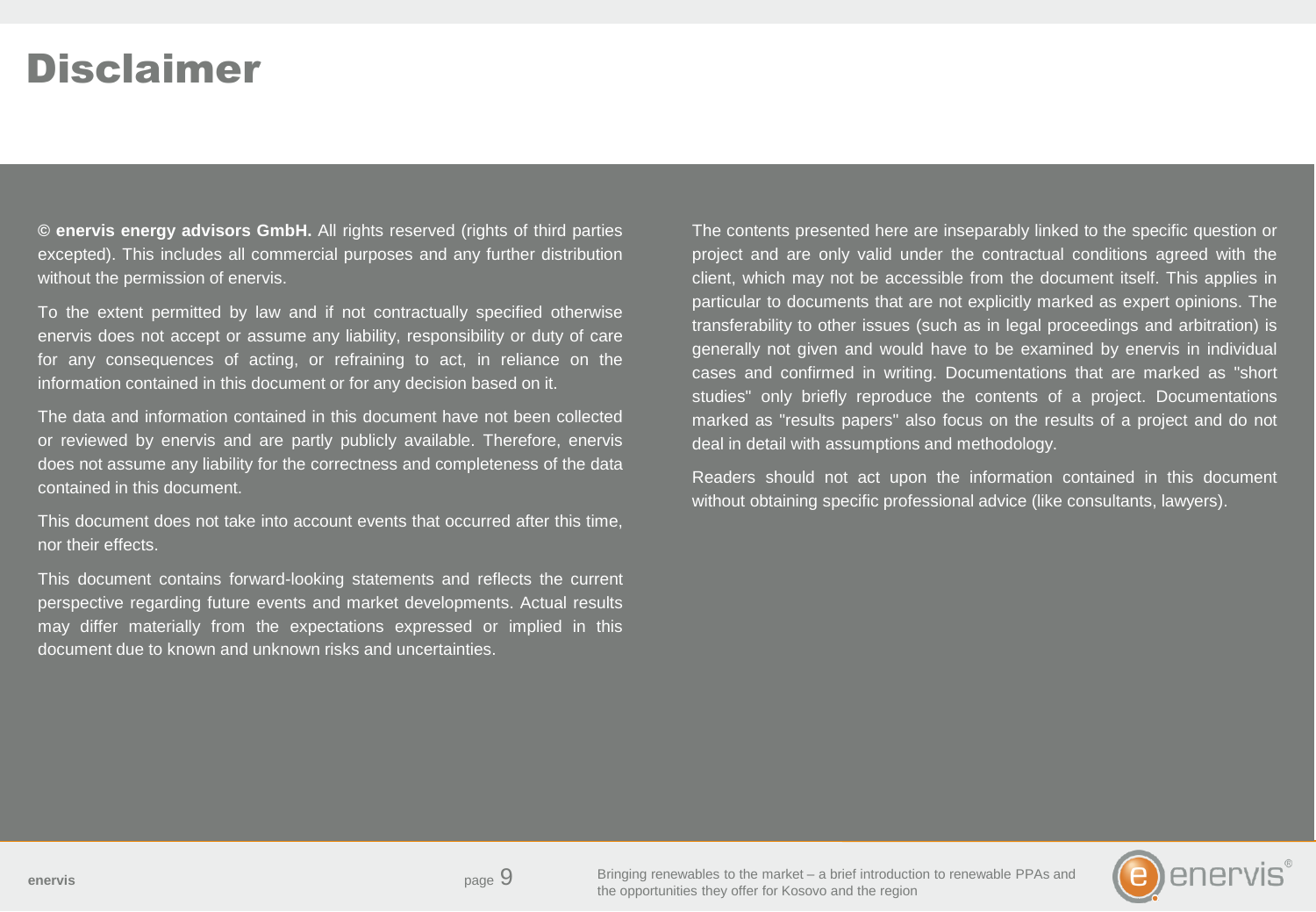# Disclaimer

**© enervis energy advisors GmbH.** All rights reserved (rights of third parties excepted). This includes all commercial purposes and any further distribution without the permission of enervis.

To the extent permitted by law and if not contractually specified otherwise enervis does not accept or assume any liability, responsibility or duty of care for any consequences of acting, or refraining to act, in reliance on the information contained in this document or for any decision based on it.

The data and information contained in this document have not been collected or reviewed by enervis and are partly publicly available. Therefore, enervis does not assume any liability for the correctness and completeness of the data contained in this document.

This document does not take into account events that occurred after this time, nor their effects.

This document contains forward-looking statements and reflects the current perspective regarding future events and market developments. Actual results may differ materially from the expectations expressed or implied in this document due to known and unknown risks and uncertainties.

The contents presented here are inseparably linked to the specific question or project and are only valid under the contractual conditions agreed with the client, which may not be accessible from the document itself. This applies in particular to documents that are not explicitly marked as expert opinions. The transferability to other issues (such as in legal proceedings and arbitration) is generally not given and would have to be examined by enervis in individual cases and confirmed in writing. Documentations that are marked as "short studies" only briefly reproduce the contents of a project. Documentations marked as "results papers" also focus on the results of a project and do not deal in detail with assumptions and methodology.

Readers should not act upon the information contained in this document without obtaining specific professional advice (like consultants, lawyers).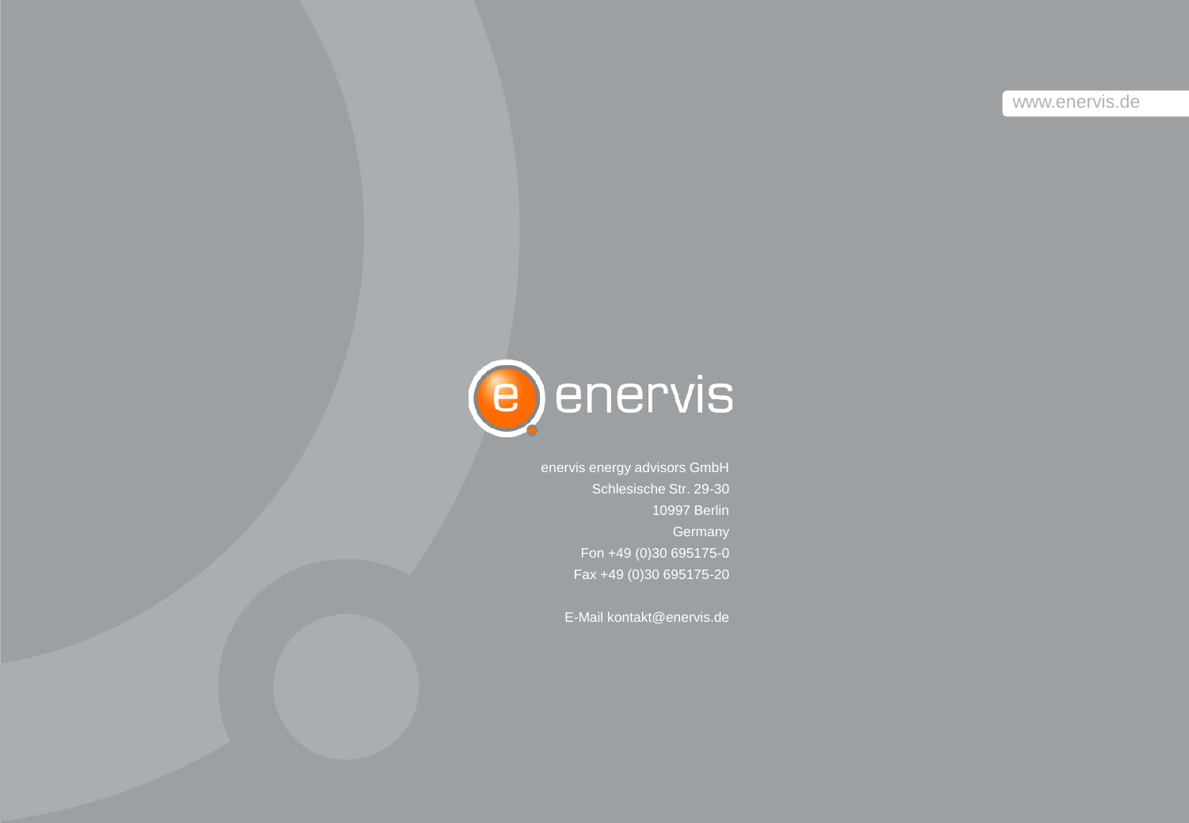www.enervis.de

enervis

enervis energy advisors GmbH
Schlesische Str. 29-30
10997 Berlin
Germany
Fon +49 (0)30 695175-0
Fax +49 (0)30 695175-20

E-Mail kontakt@enervis.de